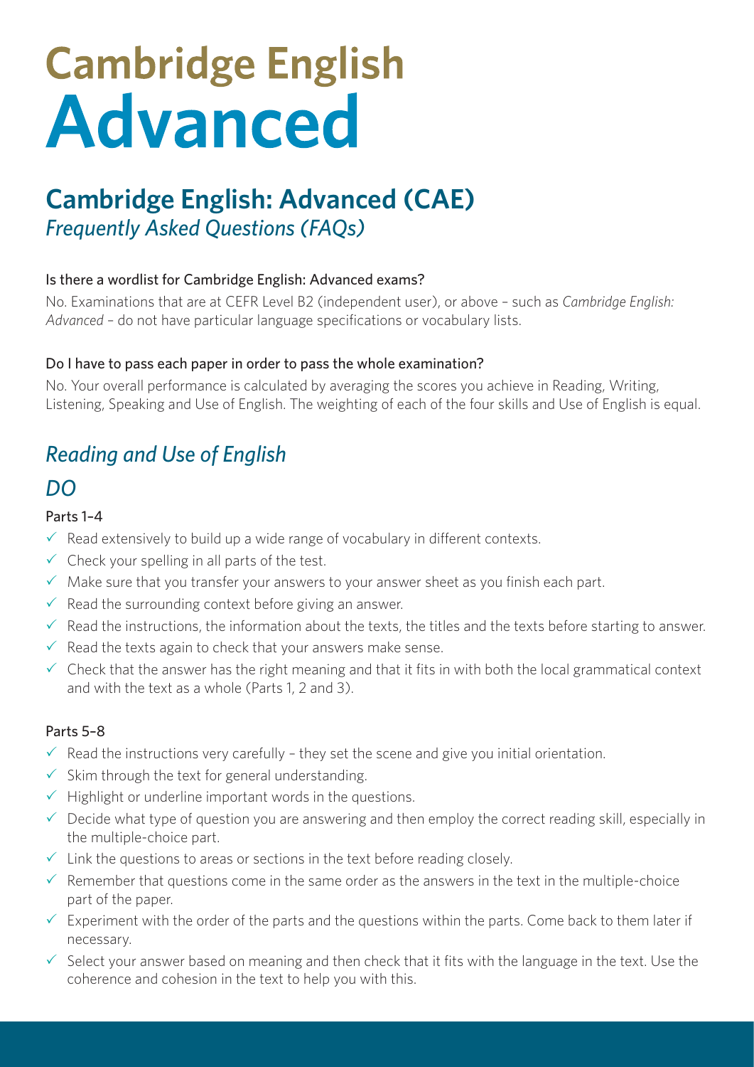# Cambridge English Advanced

## Cambridge English: Advanced (CAE)

*Frequently Asked Questions (FAQs)*

### Is there a wordlist for Cambridge English: Advanced exams?

No. Examinations that are at CEFR Level B2 (independent user), or above – such as *Cambridge English: Advanced* – do not have particular language specifications or vocabulary lists.

### Do I have to pass each paper in order to pass the whole examination?

No. Your overall performance is calculated by averaging the scores you achieve in Reading, Writing, Listening, Speaking and Use of English. The weighting of each of the four skills and Use of English is equal.

## *Reading and Use of English*

## *DO*

### Parts 1–4

- ✓ Read extensively to build up a wide range of vocabulary in different contexts.
- ✓ Check your spelling in all parts of the test.
- ✓ Make sure that you transfer your answers to your answer sheet as you finish each part.
- ✓ Read the surrounding context before giving an answer.
- ✓ Read the instructions, the information about the texts, the titles and the texts before starting to answer.
- ✓ Read the texts again to check that your answers make sense.
- ✓ Check that the answer has the right meaning and that it fits in with both the local grammatical context and with the text as a whole (Parts 1, 2 and 3).

### Parts 5–8

- ✓ Read the instructions very carefully – they set the scene and give you initial orientation.
- ✓ Skim through the text for general understanding.
- ✓ Highlight or underline important words in the questions.
- ✓ Decide what type of question you are answering and then employ the correct reading skill, especially in the multiple-choice part.
- ✓ Link the questions to areas or sections in the text before reading closely.
- ✓ Remember that questions come in the same order as the answers in the text in the multiple-choice part of the paper.
- ✓ Experiment with the order of the parts and the questions within the parts. Come back to them later if necessary.
- ✓ Select your answer based on meaning and then check that it fits with the language in the text. Use the coherence and cohesion in the text to help you with this.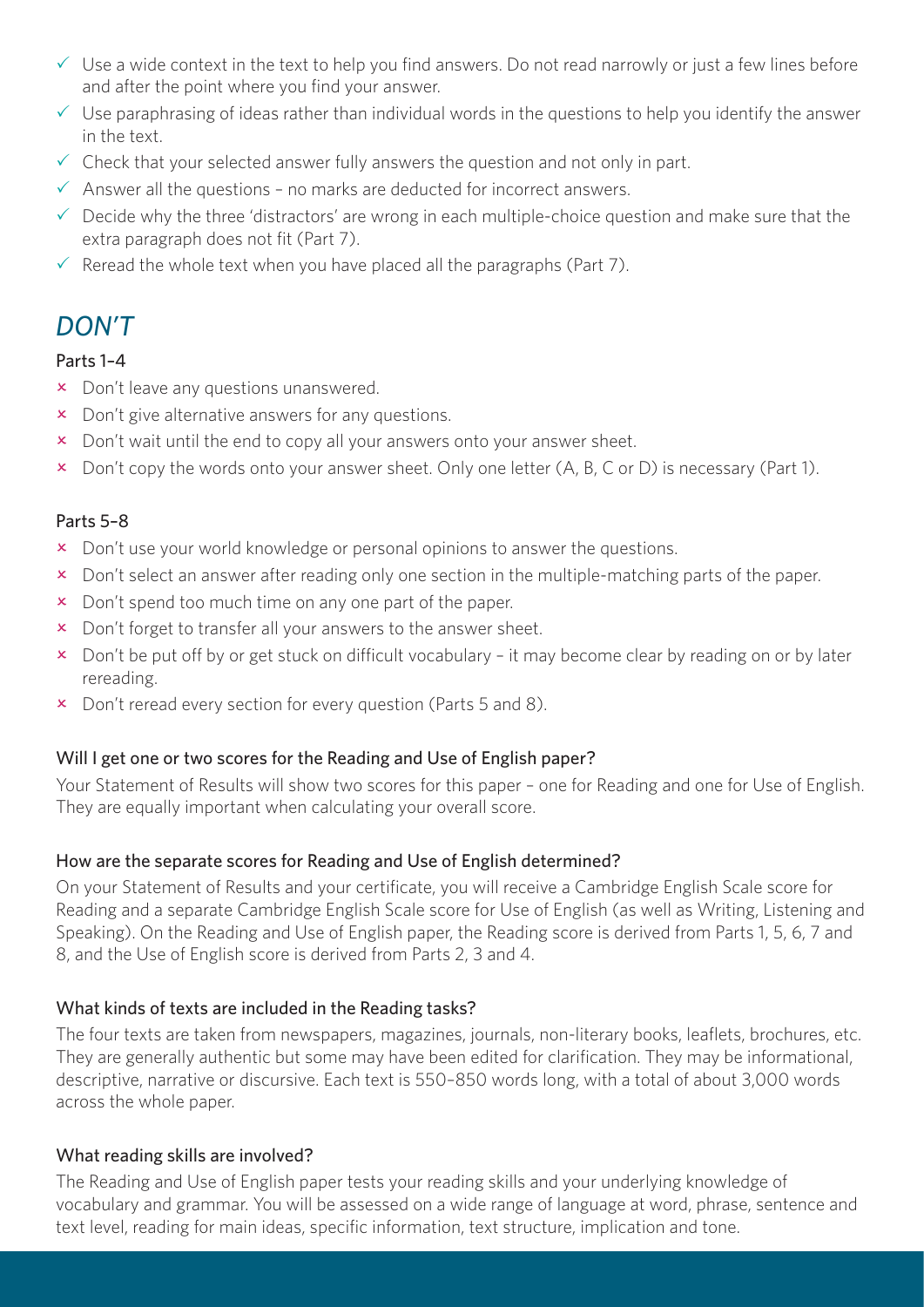- ✓ Use a wide context in the text to help you find answers. Do not read narrowly or just a few lines before and after the point where you find your answer.
- ✓ Use paraphrasing of ideas rather than individual words in the questions to help you identify the answer in the text.
- ✓ Check that your selected answer fully answers the question and not only in part.
- ✓ Answer all the questions – no marks are deducted for incorrect answers.
- ✓ Decide why the three 'distractors' are wrong in each multiple-choice question and make sure that the extra paragraph does not fit (Part 7).
- ✓ Reread the whole text when you have placed all the paragraphs (Part 7).

## *DON'T*

### Parts 1–4

- × Don't leave any questions unanswered.
- × Don't give alternative answers for any questions.
- × Don't wait until the end to copy all your answers onto your answer sheet.
- × Don't copy the words onto your answer sheet. Only one letter (A, B, C or D) is necessary (Part 1).

### Parts 5–8

- × Don't use your world knowledge or personal opinions to answer the questions.
- × Don't select an answer after reading only one section in the multiple-matching parts of the paper.
- × Don't spend too much time on any one part of the paper.
- × Don't forget to transfer all your answers to the answer sheet.
- × Don't be put off by or get stuck on difficult vocabulary – it may become clear by reading on or by later rereading.
- × Don't reread every section for every question (Parts 5 and 8).

### Will I get one or two scores for the Reading and Use of English paper?

Your Statement of Results will show two scores for this paper – one for Reading and one for Use of English. They are equally important when calculating your overall score.

### How are the separate scores for Reading and Use of English determined?

On your Statement of Results and your certificate, you will receive a Cambridge English Scale score for Reading and a separate Cambridge English Scale score for Use of English (as well as Writing, Listening and Speaking). On the Reading and Use of English paper, the Reading score is derived from Parts 1, 5, 6, 7 and 8, and the Use of English score is derived from Parts 2, 3 and 4.

### What kinds of texts are included in the Reading tasks?

The four texts are taken from newspapers, magazines, journals, non-literary books, leaflets, brochures, etc. They are generally authentic but some may have been edited for clarification. They may be informational, descriptive, narrative or discursive. Each text is 550–850 words long, with a total of about 3,000 words across the whole paper.

### What reading skills are involved?

The Reading and Use of English paper tests your reading skills and your underlying knowledge of vocabulary and grammar. You will be assessed on a wide range of language at word, phrase, sentence and text level, reading for main ideas, specific information, text structure, implication and tone.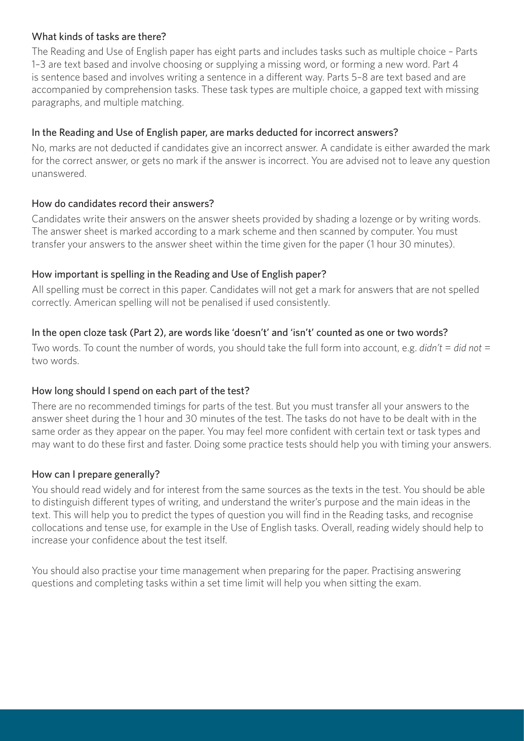### What kinds of tasks are there?

The Reading and Use of English paper has eight parts and includes tasks such as multiple choice – Parts 1–3 are text based and involve choosing or supplying a missing word, or forming a new word. Part 4 is sentence based and involves writing a sentence in a different way. Parts 5–8 are text based and are accompanied by comprehension tasks. These task types are multiple choice, a gapped text with missing paragraphs, and multiple matching.

### In the Reading and Use of English paper, are marks deducted for incorrect answers?

No, marks are not deducted if candidates give an incorrect answer. A candidate is either awarded the mark for the correct answer, or gets no mark if the answer is incorrect. You are advised not to leave any question unanswered.

### How do candidates record their answers?

Candidates write their answers on the answer sheets provided by shading a lozenge or by writing words. The answer sheet is marked according to a mark scheme and then scanned by computer. You must transfer your answers to the answer sheet within the time given for the paper (1 hour 30 minutes).

### How important is spelling in the Reading and Use of English paper?

All spelling must be correct in this paper. Candidates will not get a mark for answers that are not spelled correctly. American spelling will not be penalised if used consistently.

### In the open cloze task (Part 2), are words like 'doesn't' and 'isn't' counted as one or two words?

Two words. To count the number of words, you should take the full form into account, e.g. *didn't = did not* = two words.

### How long should I spend on each part of the test?

There are no recommended timings for parts of the test. But you must transfer all your answers to the answer sheet during the 1 hour and 30 minutes of the test. The tasks do not have to be dealt with in the same order as they appear on the paper. You may feel more confident with certain text or task types and may want to do these first and faster. Doing some practice tests should help you with timing your answers.

### How can I prepare generally?

You should read widely and for interest from the same sources as the texts in the test. You should be able to distinguish different types of writing, and understand the writer's purpose and the main ideas in the text. This will help you to predict the types of question you will find in the Reading tasks, and recognise collocations and tense use, for example in the Use of English tasks. Overall, reading widely should help to increase your confidence about the test itself.

You should also practise your time management when preparing for the paper. Practising answering questions and completing tasks within a set time limit will help you when sitting the exam.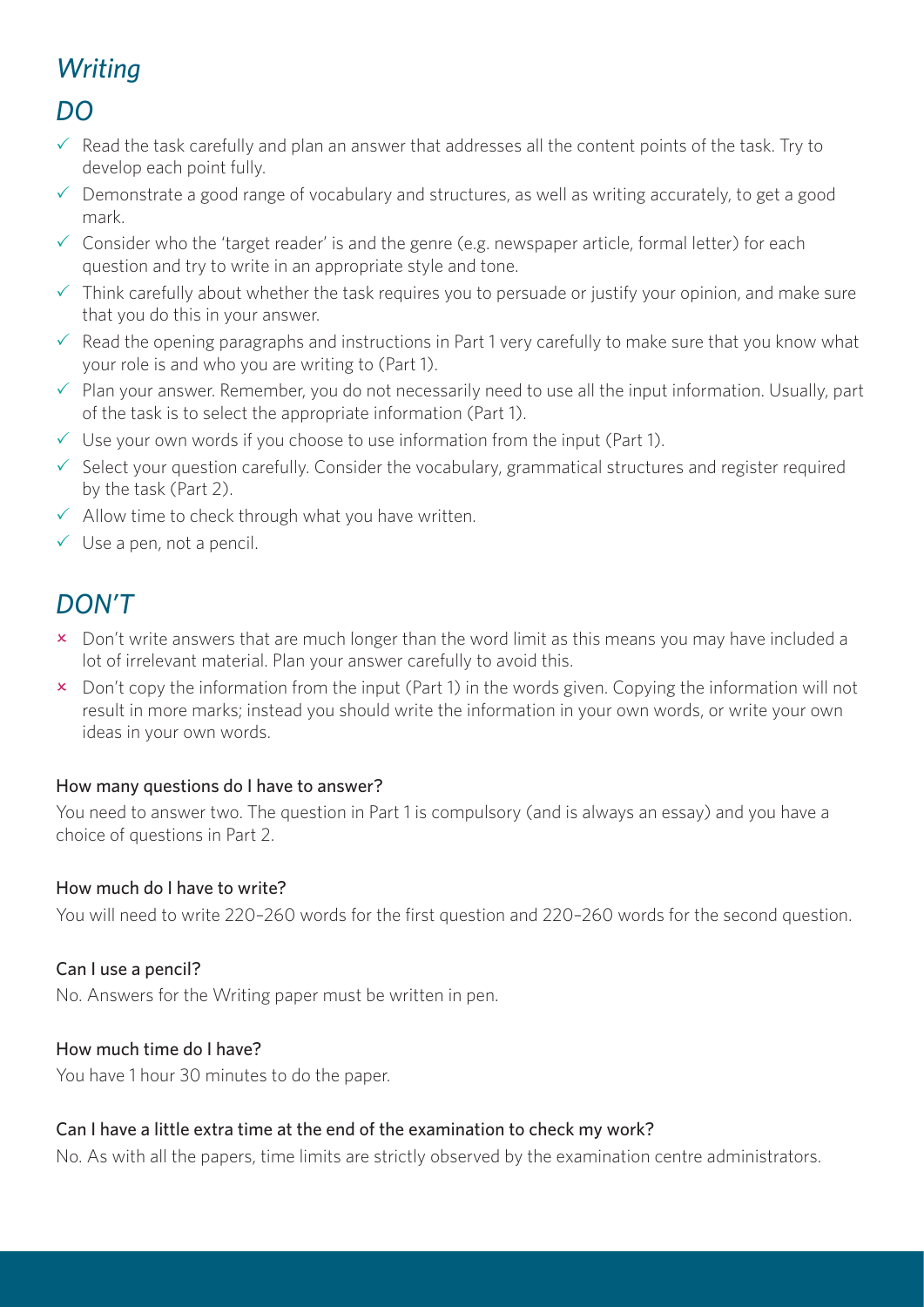# *Writing*

## *DO*

- ✓ Read the task carefully and plan an answer that addresses all the content points of the task. Try to develop each point fully.
- ✓ Demonstrate a good range of vocabulary and structures, as well as writing accurately, to get a good mark.
- ✓ Consider who the 'target reader' is and the genre (e.g. newspaper article, formal letter) for each question and try to write in an appropriate style and tone.
- ✓ Think carefully about whether the task requires you to persuade or justify your opinion, and make sure that you do this in your answer.
- ✓ Read the opening paragraphs and instructions in Part 1 very carefully to make sure that you know what your role is and who you are writing to (Part 1).
- ✓ Plan your answer. Remember, you do not necessarily need to use all the input information. Usually, part of the task is to select the appropriate information (Part 1).
- ✓ Use your own words if you choose to use information from the input (Part 1).
- ✓ Select your question carefully. Consider the vocabulary, grammatical structures and register required by the task (Part 2).
- ✓ Allow time to check through what you have written.
- ✓ Use a pen, not a pencil.

## *DON'T*

- × Don't write answers that are much longer than the word limit as this means you may have included a lot of irrelevant material. Plan your answer carefully to avoid this.
- × Don't copy the information from the input (Part 1) in the words given. Copying the information will not result in more marks; instead you should write the information in your own words, or write your own ideas in your own words.

#### How many questions do I have to answer?

You need to answer two. The question in Part 1 is compulsory (and is always an essay) and you have a choice of questions in Part 2.

#### How much do I have to write?

You will need to write 220–260 words for the first question and 220–260 words for the second question.

#### Can I use a pencil?

No. Answers for the Writing paper must be written in pen.

#### How much time do I have?

You have 1 hour 30 minutes to do the paper.

#### Can I have a little extra time at the end of the examination to check my work?

No. As with all the papers, time limits are strictly observed by the examination centre administrators.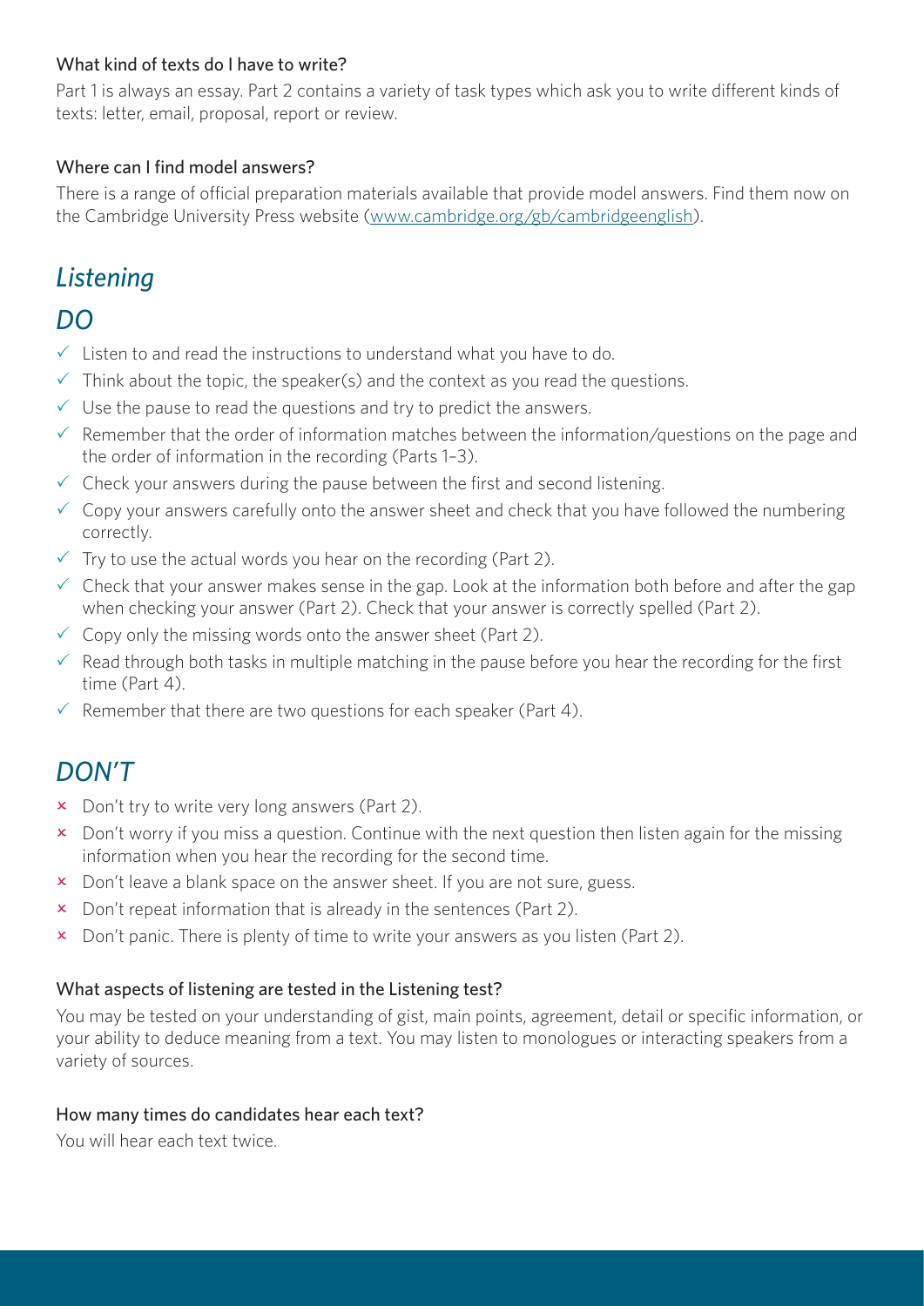#### What kind of texts do I have to write?

Part 1 is always an essay. Part 2 contains a variety of task types which ask you to write different kinds of texts: letter, email, proposal, report or review.

#### Where can I find model answers?

There is a range of official preparation materials available that provide model answers. Find them now on the Cambridge University Press website ([www.cambridge.org/gb/cambridgeenglish](www.cambridge.org/gb/cambridgeenglish)).

## *Listening*

## *DO*

- ✓ Listen to and read the instructions to understand what you have to do.
- ✓ Think about the topic, the speaker(s) and the context as you read the questions.
- ✓ Use the pause to read the questions and try to predict the answers.
- ✓ Remember that the order of information matches between the information/questions on the page and the order of information in the recording (Parts 1–3).
- ✓ Check your answers during the pause between the first and second listening.
- ✓ Copy your answers carefully onto the answer sheet and check that you have followed the numbering correctly.
- ✓ Try to use the actual words you hear on the recording (Part 2).
- ✓ Check that your answer makes sense in the gap. Look at the information both before and after the gap when checking your answer (Part 2). Check that your answer is correctly spelled (Part 2).
- ✓ Copy only the missing words onto the answer sheet (Part 2).
- ✓ Read through both tasks in multiple matching in the pause before you hear the recording for the first time (Part 4).
- ✓ Remember that there are two questions for each speaker (Part 4).

## *DON'T*

- × Don't try to write very long answers (Part 2).
- × Don't worry if you miss a question. Continue with the next question then listen again for the missing information when you hear the recording for the second time.
- × Don't leave a blank space on the answer sheet. If you are not sure, guess.
- × Don't repeat information that is already in the sentences (Part 2).
- × Don't panic. There is plenty of time to write your answers as you listen (Part 2).

#### What aspects of listening are tested in the Listening test?

You may be tested on your understanding of gist, main points, agreement, detail or specific information, or your ability to deduce meaning from a text. You may listen to monologues or interacting speakers from a variety of sources.

#### How many times do candidates hear each text?

You will hear each text twice.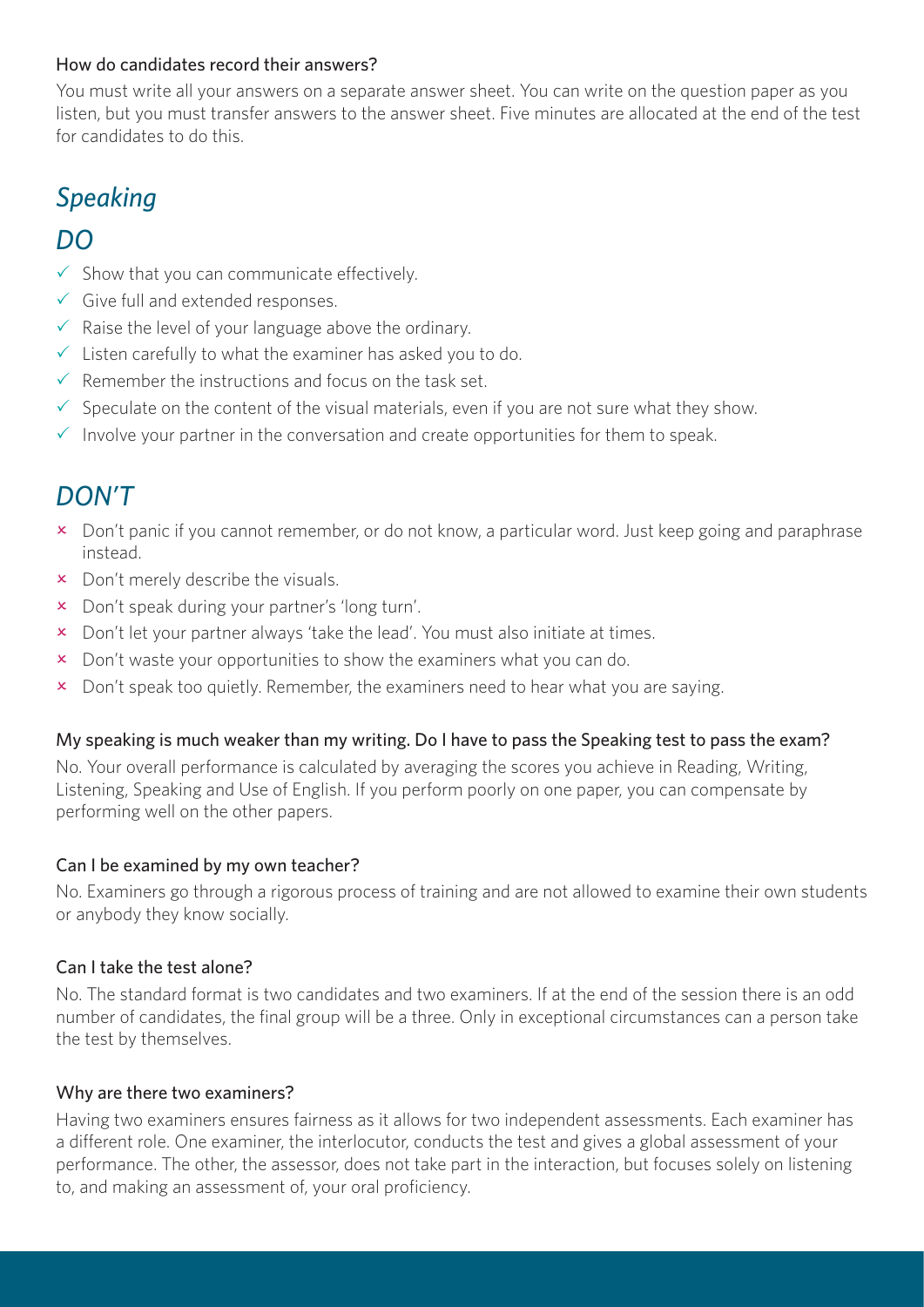### How do candidates record their answers?

You must write all your answers on a separate answer sheet. You can write on the question paper as you listen, but you must transfer answers to the answer sheet. Five minutes are allocated at the end of the test for candidates to do this.

## *Speaking*

## *DO*

- ✓ Show that you can communicate effectively.
- ✓ Give full and extended responses.
- ✓ Raise the level of your language above the ordinary.
- ✓ Listen carefully to what the examiner has asked you to do.
- ✓ Remember the instructions and focus on the task set.
- ✓ Speculate on the content of the visual materials, even if you are not sure what they show.
- ✓ Involve your partner in the conversation and create opportunities for them to speak.

## *DON'T*

- × Don't panic if you cannot remember, or do not know, a particular word. Just keep going and paraphrase instead.
- × Don't merely describe the visuals.
- × Don't speak during your partner's 'long turn'.
- × Don't let your partner always 'take the lead'. You must also initiate at times.
- × Don't waste your opportunities to show the examiners what you can do.
- × Don't speak too quietly. Remember, the examiners need to hear what you are saying.

### My speaking is much weaker than my writing. Do I have to pass the Speaking test to pass the exam?

No. Your overall performance is calculated by averaging the scores you achieve in Reading, Writing, Listening, Speaking and Use of English. If you perform poorly on one paper, you can compensate by performing well on the other papers.

### Can I be examined by my own teacher?

No. Examiners go through a rigorous process of training and are not allowed to examine their own students or anybody they know socially.

### Can I take the test alone?

No. The standard format is two candidates and two examiners. If at the end of the session there is an odd number of candidates, the final group will be a three. Only in exceptional circumstances can a person take the test by themselves.

### Why are there two examiners?

Having two examiners ensures fairness as it allows for two independent assessments. Each examiner has a different role. One examiner, the interlocutor, conducts the test and gives a global assessment of your performance. The other, the assessor, does not take part in the interaction, but focuses solely on listening to, and making an assessment of, your oral proficiency.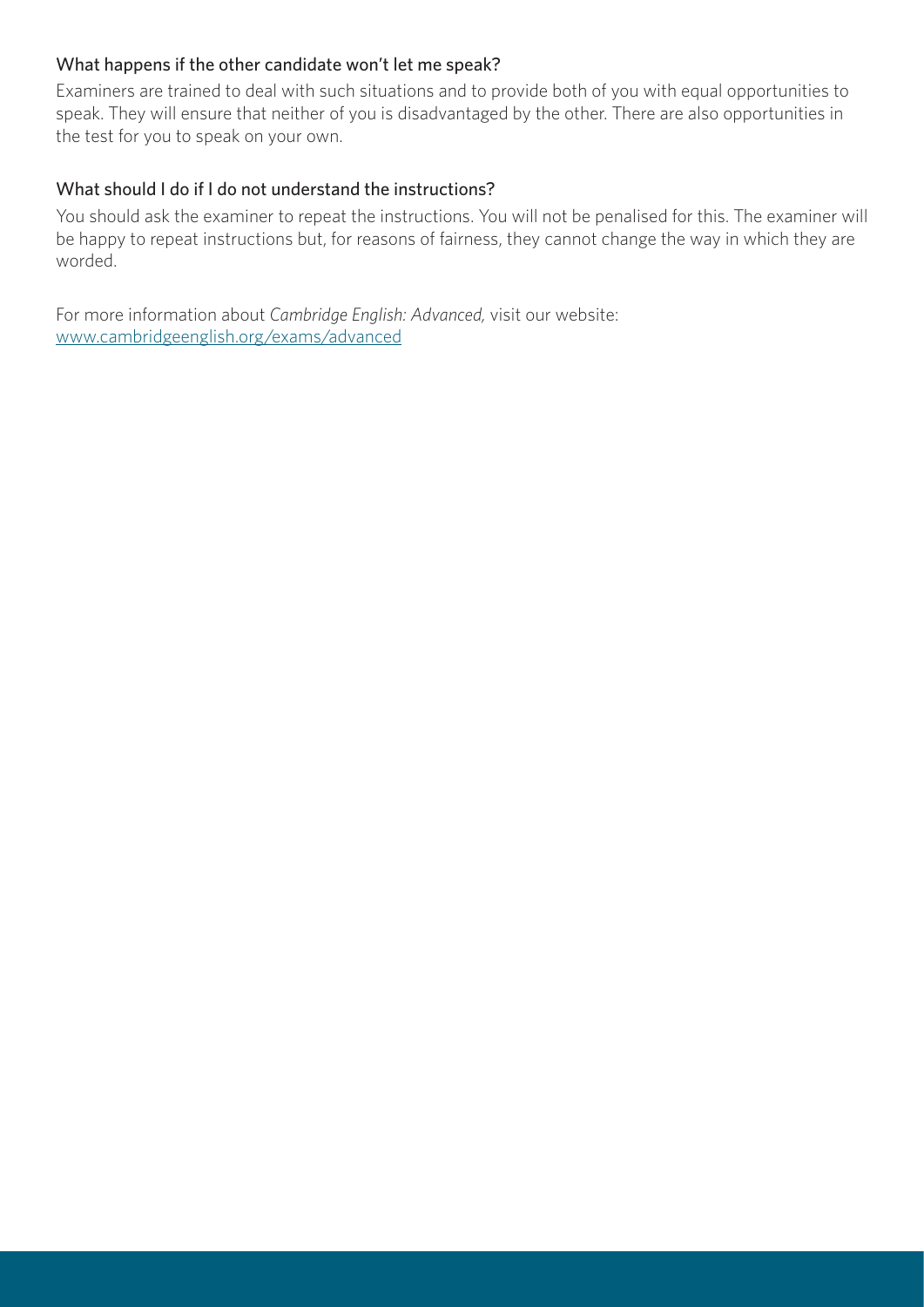### What happens if the other candidate won't let me speak?

Examiners are trained to deal with such situations and to provide both of you with equal opportunities to speak. They will ensure that neither of you is disadvantaged by the other. There are also opportunities in the test for you to speak on your own.

### What should I do if I do not understand the instructions?

You should ask the examiner to repeat the instructions. You will not be penalised for this. The examiner will be happy to repeat instructions but, for reasons of fairness, they cannot change the way in which they are worded.

For more information about *Cambridge English: Advanced,* visit our website:
[www.cambridgeenglish.org/exams/advanced](http://www.cambridgeenglish.org/exams/advanced)